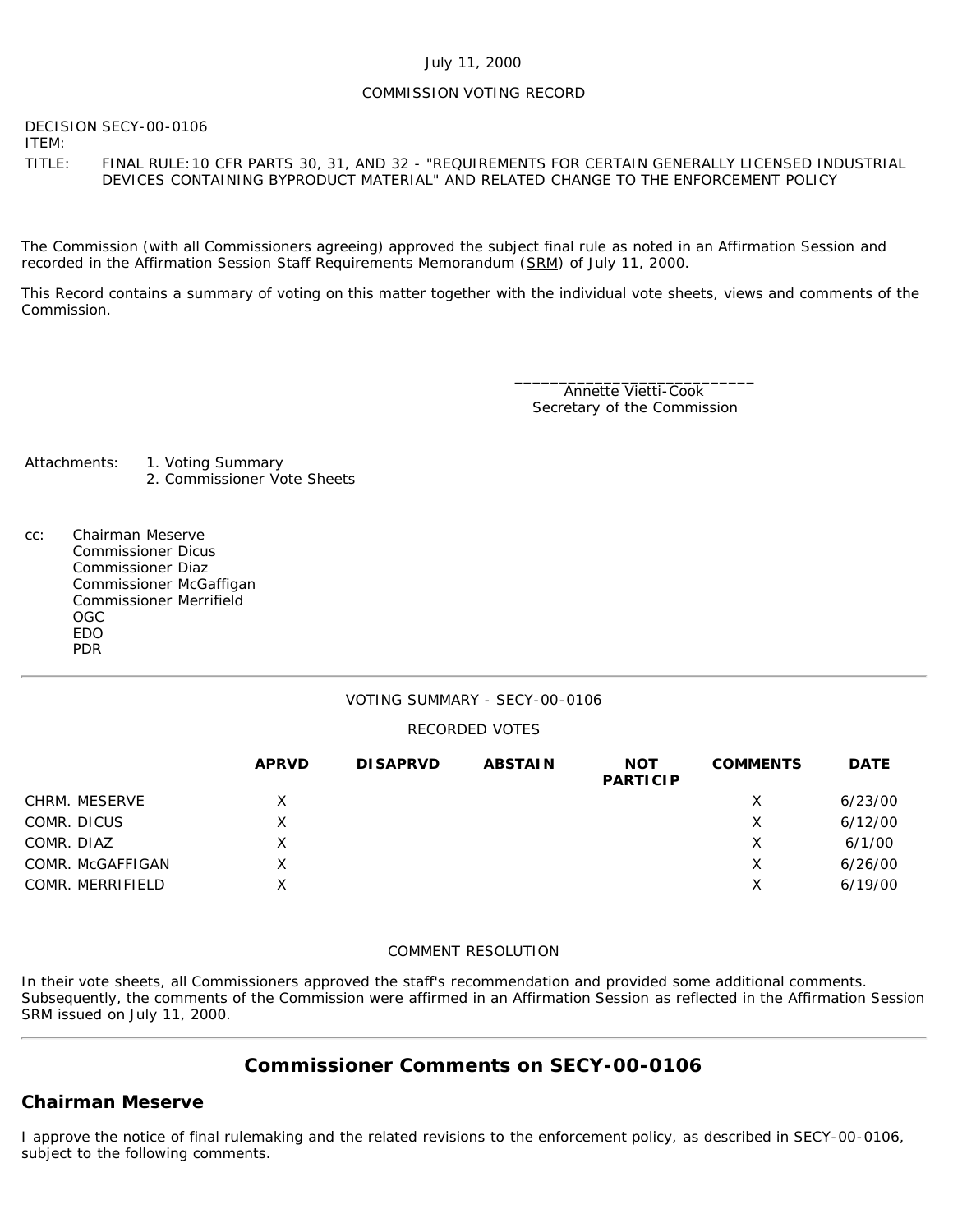July 11, 2000

COMMISSION VOTING RECORD

DECISION ITEM: SECY-00-0106

TITLE: FINAL RULE:10 CFR PARTS 30, 31, AND 32 - "REQUIREMENTS FOR CERTAIN GENERALLY LICENSED INDUSTRIAL DEVICES CONTAINING BYPRODUCT MATERIAL" AND RELATED CHANGE TO THE ENFORCEMENT POLICY

The Commission (with all Commissioners agreeing) approved the subject final rule as noted in an Affirmation Session and recorded in the Affirmation Session Staff Requirements Memorandum (SRM) of July 11, 2000.

This Record contains a summary of voting on this matter together with the individual vote sheets, views and comments of the Commission.

_____________________________
Annette Vietti-Cook
Secretary of the Commission

Attachments:
1. Voting Summary
2. Commissioner Vote Sheets

cc:
Chairman Meserve
Commissioner Dicus
Commissioner Diaz
Commissioner McGaffigan
Commissioner Merrifield
OGC
EDO
PDR

---

VOTING SUMMARY - SECY-00-0106

RECORDED VOTES

| | APRVD | DISAPRVD | ABSTAIN | NOT PARTICIP | COMMENTS | DATE |
|---|---|---|---|---|---|---|
| CHRM. MESERVE | X | | | | X | 6/23/00 |
| COMR. DICUS | X | | | | X | 6/12/00 |
| COMR. DIAZ | X | | | | X | 6/1/00 |
| COMR. McGAFFIGAN | X | | | | X | 6/26/00 |
| COMR. MERRIFIELD | X | | | | X | 6/19/00 |

COMMENT RESOLUTION

In their vote sheets, all Commissioners approved the staff's recommendation and provided some additional comments. Subsequently, the comments of the Commission were affirmed in an Affirmation Session as reflected in the Affirmation Session SRM issued on July 11, 2000.

---

## Commissioner Comments on SECY-00-0106

### Chairman Meserve

I approve the notice of final rulemaking and the related revisions to the enforcement policy, as described in SECY-00-0106, subject to the following comments.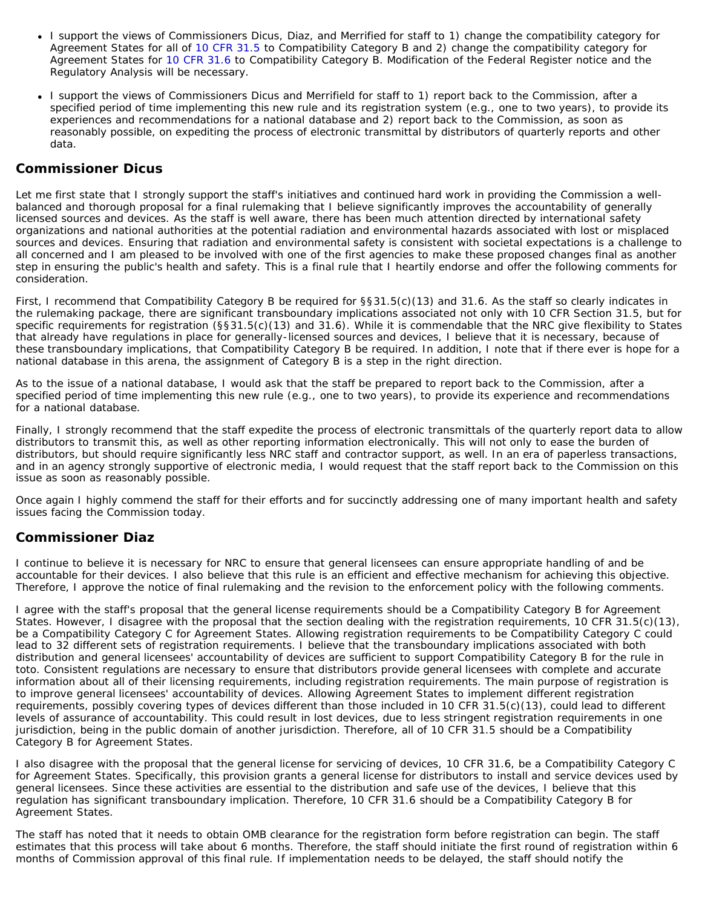- I support the views of Commissioners Dicus, Diaz, and Merrified for staff to 1) change the compatibility category for Agreement States for all of 10 CFR 31.5 to Compatibility Category B and 2) change the compatibility category for Agreement States for 10 CFR 31.6 to Compatibility Category B. Modification of the Federal Register notice and the Regulatory Analysis will be necessary.
- I support the views of Commissioners Dicus and Merrifield for staff to 1) report back to the Commission, after a specified period of time implementing this new rule and its registration system (e.g., one to two years), to provide its experiences and recommendations for a national database and 2) report back to the Commission, as soon as reasonably possible, on expediting the process of electronic transmittal by distributors of quarterly reports and other data.

## Commissioner Dicus

Let me first state that I strongly support the staff's initiatives and continued hard work in providing the Commission a well-balanced and thorough proposal for a final rulemaking that I believe significantly improves the accountability of generally licensed sources and devices. As the staff is well aware, there has been much attention directed by international safety organizations and national authorities at the potential radiation and environmental hazards associated with lost or misplaced sources and devices. Ensuring that radiation and environmental safety is consistent with societal expectations is a challenge to all concerned and I am pleased to be involved with one of the first agencies to make these proposed changes final as another step in ensuring the public's health and safety. This is a final rule that I heartily endorse and offer the following comments for consideration.

First, I recommend that Compatibility Category B be required for §§31.5(c)(13) and 31.6. As the staff so clearly indicates in the rulemaking package, there are significant transboundary implications associated not only with 10 CFR Section 31.5, but for specific requirements for registration (§§31.5(c)(13) and 31.6). While it is commendable that the NRC give flexibility to States that already have regulations in place for generally-licensed sources and devices, I believe that it is necessary, because of these transboundary implications, that Compatibility Category B be required. In addition, I note that if there ever is hope for a national database in this arena, the assignment of Category B is a step in the right direction.

As to the issue of a national database, I would ask that the staff be prepared to report back to the Commission, after a specified period of time implementing this new rule (e.g., one to two years), to provide its experience and recommendations for a national database.

Finally, I strongly recommend that the staff expedite the process of electronic transmittals of the quarterly report data to allow distributors to transmit this, as well as other reporting information electronically. This will not only to ease the burden of distributors, but should require significantly less NRC staff and contractor support, as well. In an era of paperless transactions, and in an agency strongly supportive of electronic media, I would request that the staff report back to the Commission on this issue as soon as reasonably possible.

Once again I highly commend the staff for their efforts and for succinctly addressing one of many important health and safety issues facing the Commission today.

## Commissioner Diaz

I continue to believe it is necessary for NRC to ensure that general licensees can ensure appropriate handling of and be accountable for their devices. I also believe that this rule is an efficient and effective mechanism for achieving this objective. Therefore, I approve the notice of final rulemaking and the revision to the enforcement policy with the following comments.

I agree with the staff's proposal that the general license requirements should be a Compatibility Category B for Agreement States. However, I disagree with the proposal that the section dealing with the registration requirements, 10 CFR 31.5(c)(13), be a Compatibility Category C for Agreement States. Allowing registration requirements to be Compatibility Category C could lead to 32 different sets of registration requirements. I believe that the transboundary implications associated with both distribution and general licensees' accountability of devices are sufficient to support Compatibility Category B for the rule in toto. Consistent regulations are necessary to ensure that distributors provide general licensees with complete and accurate information about all of their licensing requirements, including registration requirements. The main purpose of registration is to improve general licensees' accountability of devices. Allowing Agreement States to implement different registration requirements, possibly covering types of devices different than those included in 10 CFR 31.5(c)(13), could lead to different levels of assurance of accountability. This could result in lost devices, due to less stringent registration requirements in one jurisdiction, being in the public domain of another jurisdiction. Therefore, all of 10 CFR 31.5 should be a Compatibility Category B for Agreement States.

I also disagree with the proposal that the general license for servicing of devices, 10 CFR 31.6, be a Compatibility Category C for Agreement States. Specifically, this provision grants a general license for distributors to install and service devices used by general licensees. Since these activities are essential to the distribution and safe use of the devices, I believe that this regulation has significant transboundary implication. Therefore, 10 CFR 31.6 should be a Compatibility Category B for Agreement States.

The staff has noted that it needs to obtain OMB clearance for the registration form before registration can begin. The staff estimates that this process will take about 6 months. Therefore, the staff should initiate the first round of registration within 6 months of Commission approval of this final rule. If implementation needs to be delayed, the staff should notify the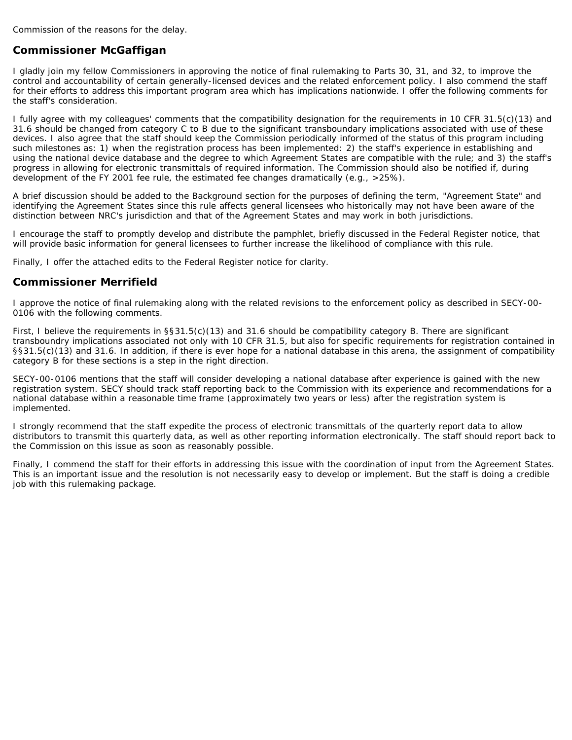Commission of the reasons for the delay.

## Commissioner McGaffigan

I gladly join my fellow Commissioners in approving the notice of final rulemaking to Parts 30, 31, and 32, to improve the control and accountability of certain generally-licensed devices and the related enforcement policy. I also commend the staff for their efforts to address this important program area which has implications nationwide. I offer the following comments for the staff's consideration.

I fully agree with my colleagues' comments that the compatibility designation for the requirements in 10 CFR 31.5(c)(13) and 31.6 should be changed from category C to B due to the significant transboundary implications associated with use of these devices. I also agree that the staff should keep the Commission periodically informed of the status of this program including such milestones as: 1) when the registration process has been implemented: 2) the staff's experience in establishing and using the national device database and the degree to which Agreement States are compatible with the rule; and 3) the staff's progress in allowing for electronic transmittals of required information. The Commission should also be notified if, during development of the FY 2001 fee rule, the estimated fee changes dramatically (e.g., >25%).

A brief discussion should be added to the Background section for the purposes of defining the term, "Agreement State" and identifying the Agreement States since this rule affects general licensees who historically may not have been aware of the distinction between NRC's jurisdiction and that of the Agreement States and may work in both jurisdictions.

I encourage the staff to promptly develop and distribute the pamphlet, briefly discussed in the Federal Register notice, that will provide basic information for general licensees to further increase the likelihood of compliance with this rule.

Finally, I offer the attached edits to the Federal Register notice for clarity.

## Commissioner Merrifield

I approve the notice of final rulemaking along with the related revisions to the enforcement policy as described in SECY-00-0106 with the following comments.

First, I believe the requirements in §§31.5(c)(13) and 31.6 should be compatibility category B. There are significant transboundry implications associated not only with 10 CFR 31.5, but also for specific requirements for registration contained in §§31.5(c)(13) and 31.6. In addition, if there is ever hope for a national database in this arena, the assignment of compatibility category B for these sections is a step in the right direction.

SECY-00-0106 mentions that the staff will consider developing a national database after experience is gained with the new registration system. SECY should track staff reporting back to the Commission with its experience and recommendations for a national database within a reasonable time frame (approximately two years or less) after the registration system is implemented.

I strongly recommend that the staff expedite the process of electronic transmittals of the quarterly report data to allow distributors to transmit this quarterly data, as well as other reporting information electronically. The staff should report back to the Commission on this issue as soon as reasonably possible.

Finally, I commend the staff for their efforts in addressing this issue with the coordination of input from the Agreement States. This is an important issue and the resolution is not necessarily easy to develop or implement. But the staff is doing a credible job with this rulemaking package.